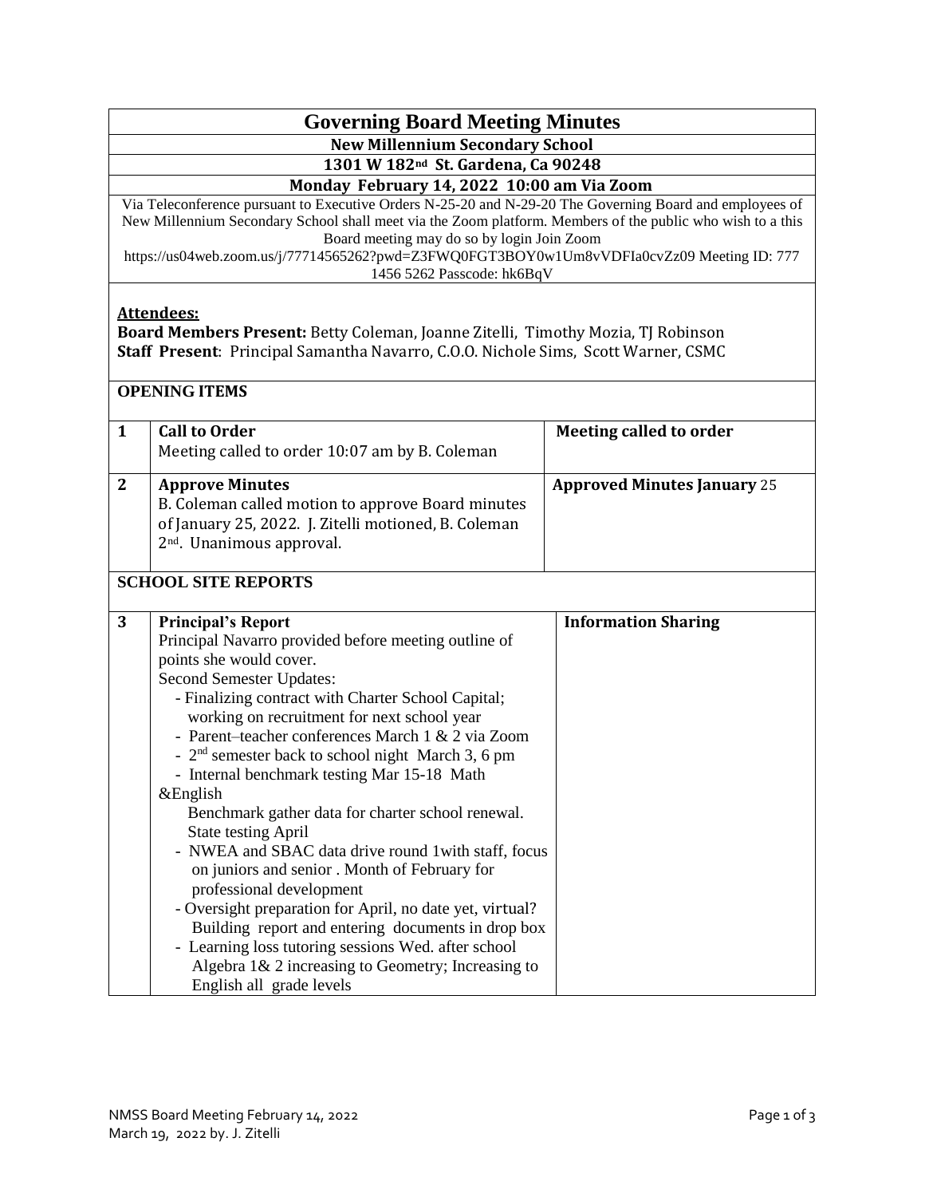# Governing Board Meeting Minutes

**New Millennium Secondary School**

**1301 W 182nd St. Gardena, Ca 90248**

**Monday February 14, 2022 10:00 am Via Zoom**

Via Teleconference pursuant to Executive Orders N-25-20 and N-29-20 The Governing Board and employees of New Millennium Secondary School shall meet via the Zoom platform. Members of the public who wish to a this Board meeting may do so by login Join Zoom https://us04web.zoom.us/j/77714565262?pwd=Z3FWQ0FGT3BOY0w1Um8vVDFIa0cvZz09 Meeting ID: 777 1456 5262 Passcode: hk6BqV

**Attendees:**

**Board Members Present:** Betty Coleman, Joanne Zitelli, Timothy Mozia, TJ Robinson
**Staff Present**: Principal Samantha Navarro, C.O.O. Nichole Sims, Scott Warner, CSMC

## OPENING ITEMS

| # | Item | Action |
|---|---|---|
| 1 | **Call to Order**<br>Meeting called to order 10:07 am by B. Coleman | **Meeting called to order** |
| 2 | **Approve Minutes**<br>B. Coleman called motion to approve Board minutes of January 25, 2022. J. Zitelli motioned, B. Coleman 2nd. Unanimous approval. | **Approved Minutes January** 25 |

## SCHOOL SITE REPORTS

| # | Item | Action |
|---|---|---|
| 3 | **Principal's Report**<br>Principal Navarro provided before meeting outline of points she would cover.<br>Second Semester Updates:<br>- Finalizing contract with Charter School Capital; working on recruitment for next school year<br>- Parent–teacher conferences March 1 & 2 via Zoom<br>- 2nd semester back to school night March 3, 6 pm<br>- Internal benchmark testing Mar 15-18 Math &English<br>Benchmark gather data for charter school renewal. State testing April<br>- NWEA and SBAC data drive round 1with staff, focus on juniors and senior . Month of February for professional development<br>- Oversight preparation for April, no date yet, virtual? Building report and entering documents in drop box<br>- Learning loss tutoring sessions Wed. after school Algebra 1& 2 increasing to Geometry; Increasing to English all grade levels | **Information Sharing** |

NMSS Board Meeting February 14, 2022
March 19, 2022 by. J. Zitelli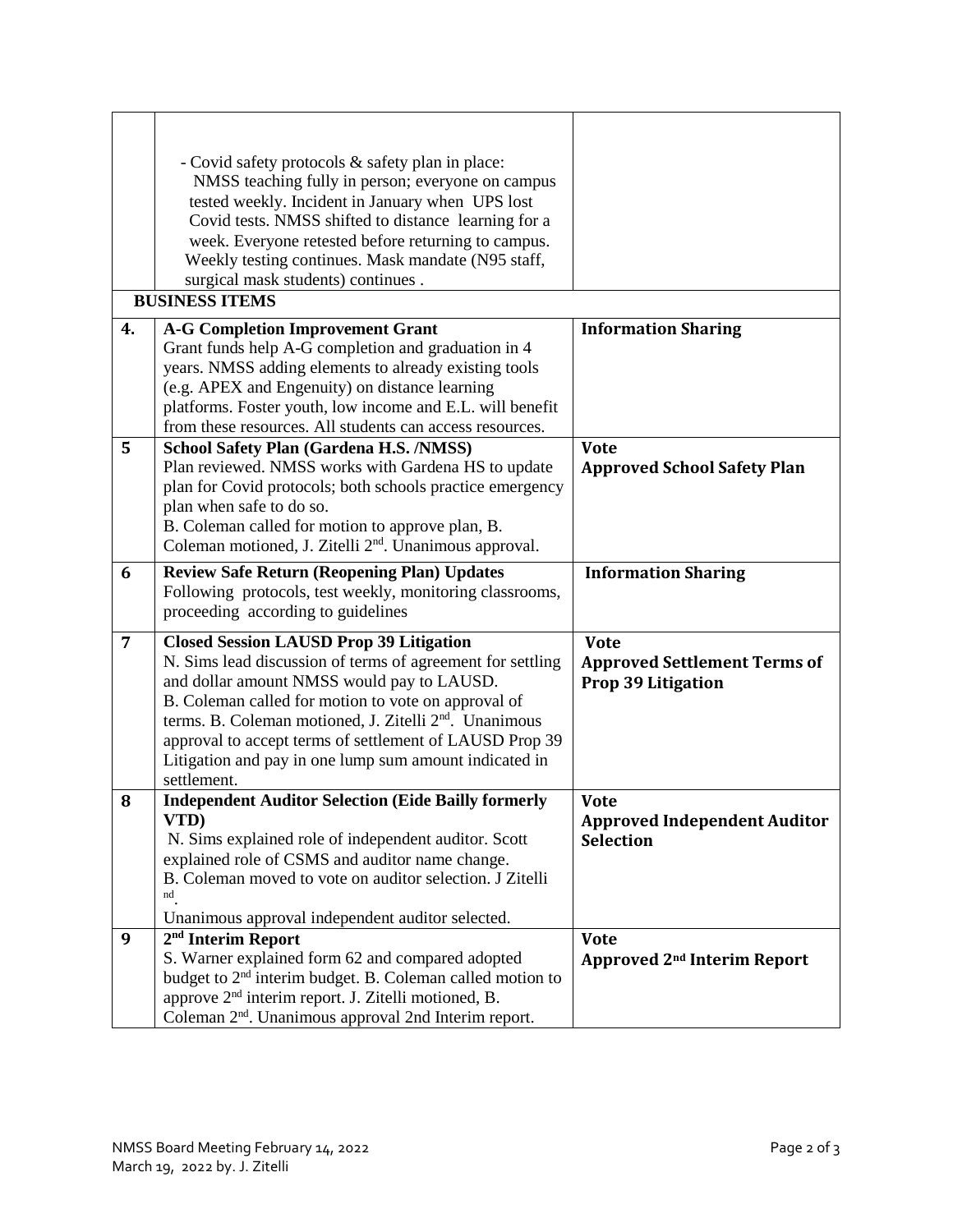| | | |
|---|---|---|
| | - Covid safety protocols & safety plan in place: NMSS teaching fully in person; everyone on campus tested weekly. Incident in January when UPS lost Covid tests. NMSS shifted to distance learning for a week. Everyone retested before returning to campus. Weekly testing continues. Mask mandate (N95 staff, surgical mask students) continues . | |
| | **BUSINESS ITEMS** | |
| **4.** | **A-G Completion Improvement Grant**<br>Grant funds help A-G completion and graduation in 4 years. NMSS adding elements to already existing tools (e.g. APEX and Engenuity) on distance learning platforms. Foster youth, low income and E.L. will benefit from these resources. All students can access resources. | **Information Sharing** |
| **5** | **School Safety Plan (Gardena H.S. /NMSS)**<br>Plan reviewed. NMSS works with Gardena HS to update plan for Covid protocols; both schools practice emergency plan when safe to do so.<br>B. Coleman called for motion to approve plan, B. Coleman motioned, J. Zitelli 2nd. Unanimous approval. | **Vote**<br>**Approved School Safety Plan** |
| **6** | **Review Safe Return (Reopening Plan) Updates**<br>Following protocols, test weekly, monitoring classrooms, proceeding according to guidelines | **Information Sharing** |
| **7** | **Closed Session LAUSD Prop 39 Litigation**<br>N. Sims lead discussion of terms of agreement for settling and dollar amount NMSS would pay to LAUSD.<br>B. Coleman called for motion to vote on approval of terms. B. Coleman motioned, J. Zitelli 2nd. Unanimous approval to accept terms of settlement of LAUSD Prop 39 Litigation and pay in one lump sum amount indicated in settlement. | **Vote**<br>**Approved Settlement Terms of Prop 39 Litigation** |
| **8** | **Independent Auditor Selection (Eide Bailly formerly VTD)**<br>N. Sims explained role of independent auditor. Scott explained role of CSMS and auditor name change.<br>B. Coleman moved to vote on auditor selection. J Zitelli nd.<br>Unanimous approval independent auditor selected. | **Vote**<br>**Approved Independent Auditor Selection** |
| **9** | **2nd Interim Report**<br>S. Warner explained form 62 and compared adopted budget to 2nd interim budget. B. Coleman called motion to approve 2nd interim report. J. Zitelli motioned, B. Coleman 2nd. Unanimous approval 2nd Interim report. | **Vote**<br>**Approved 2nd Interim Report** |

NMSS Board Meeting February 14, 2022
March 19, 2022 by. J. Zitelli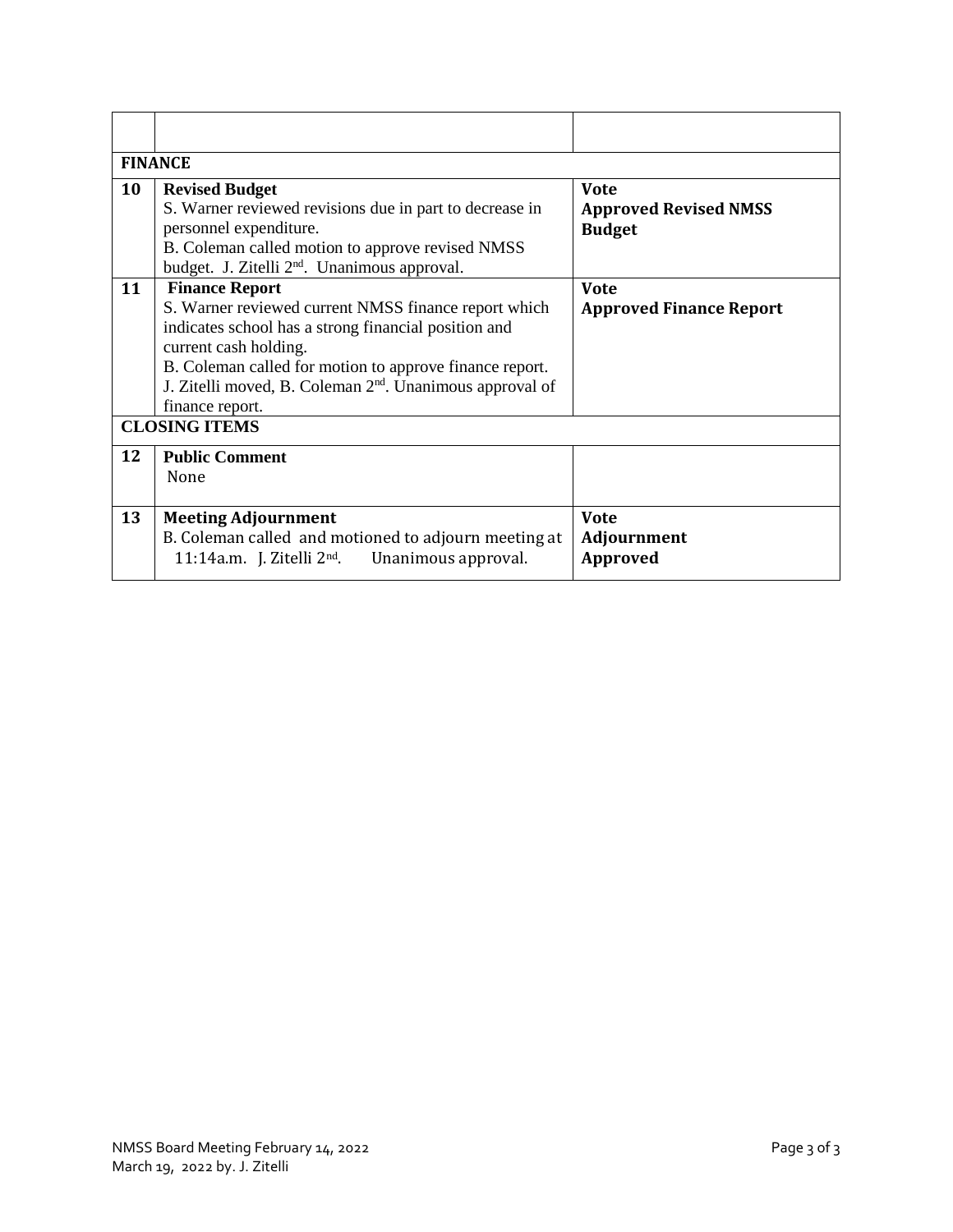| | | |
|---|---|---|
| | | |
| **FINANCE** | | |
| **10** | **Revised Budget**<br>S. Warner reviewed revisions due in part to decrease in personnel expenditure.<br>B. Coleman called motion to approve revised NMSS budget. J. Zitelli 2nd. Unanimous approval. | **Vote**<br>**Approved Revised NMSS Budget** |
| **11** | **Finance Report**<br>S. Warner reviewed current NMSS finance report which indicates school has a strong financial position and current cash holding.<br>B. Coleman called for motion to approve finance report. J. Zitelli moved, B. Coleman 2nd. Unanimous approval of finance report. | **Vote**<br>**Approved Finance Report** |
| **CLOSING ITEMS** | | |
| **12** | **Public Comment**<br>None | |
| **13** | **Meeting Adjournment**<br>B. Coleman called and motioned to adjourn meeting at 11:14a.m. J. Zitelli 2nd. Unanimous approval. | **Vote**<br>**Adjournment Approved** |

NMSS Board Meeting February 14, 2022
March 19, 2022 by. J. Zitelli